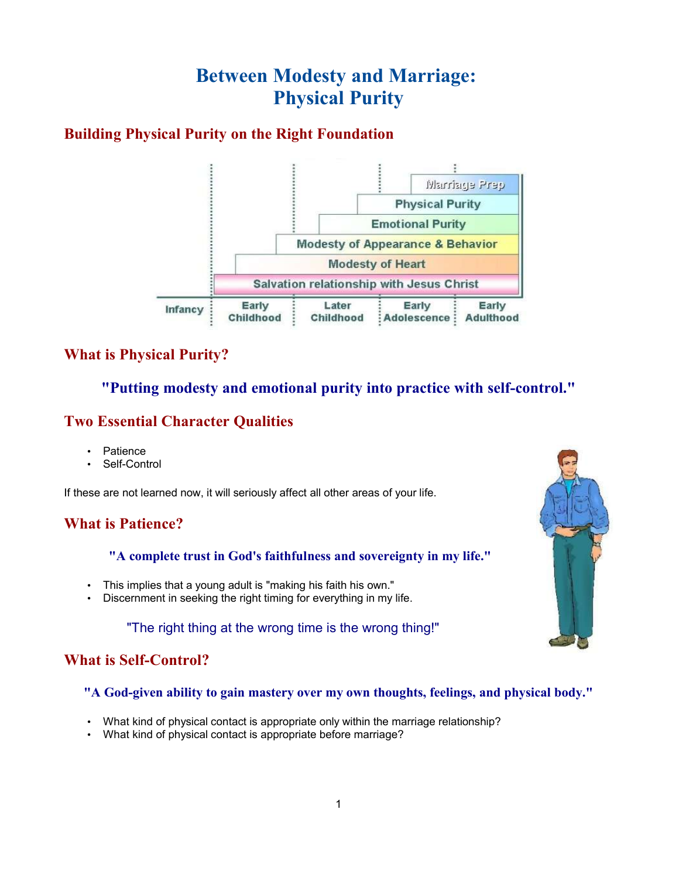# Between Modesty and Marriage: Physical Purity

## Building Physical Purity on the Right Foundation

## What is Physical Purity?

**"Putting modesty and emotional purity into practice with self-control."**

## Two Essential Character Qualities

- Patience
- Self-Control

If these are not learned now, it will seriously affect all other areas of your life.

## What is Patience?

**"A complete trust in God's faithfulness and sovereignty in my life."**

- This implies that a young adult is "making his faith his own."
- Discernment in seeking the right timing for everything in my life.

"The right thing at the wrong time is the wrong thing!"

## What is Self-Control?

**"A God-given ability to gain mastery over my own thoughts, feelings, and physical body."**

- What kind of physical contact is appropriate only within the marriage relationship?
- What kind of physical contact is appropriate before marriage?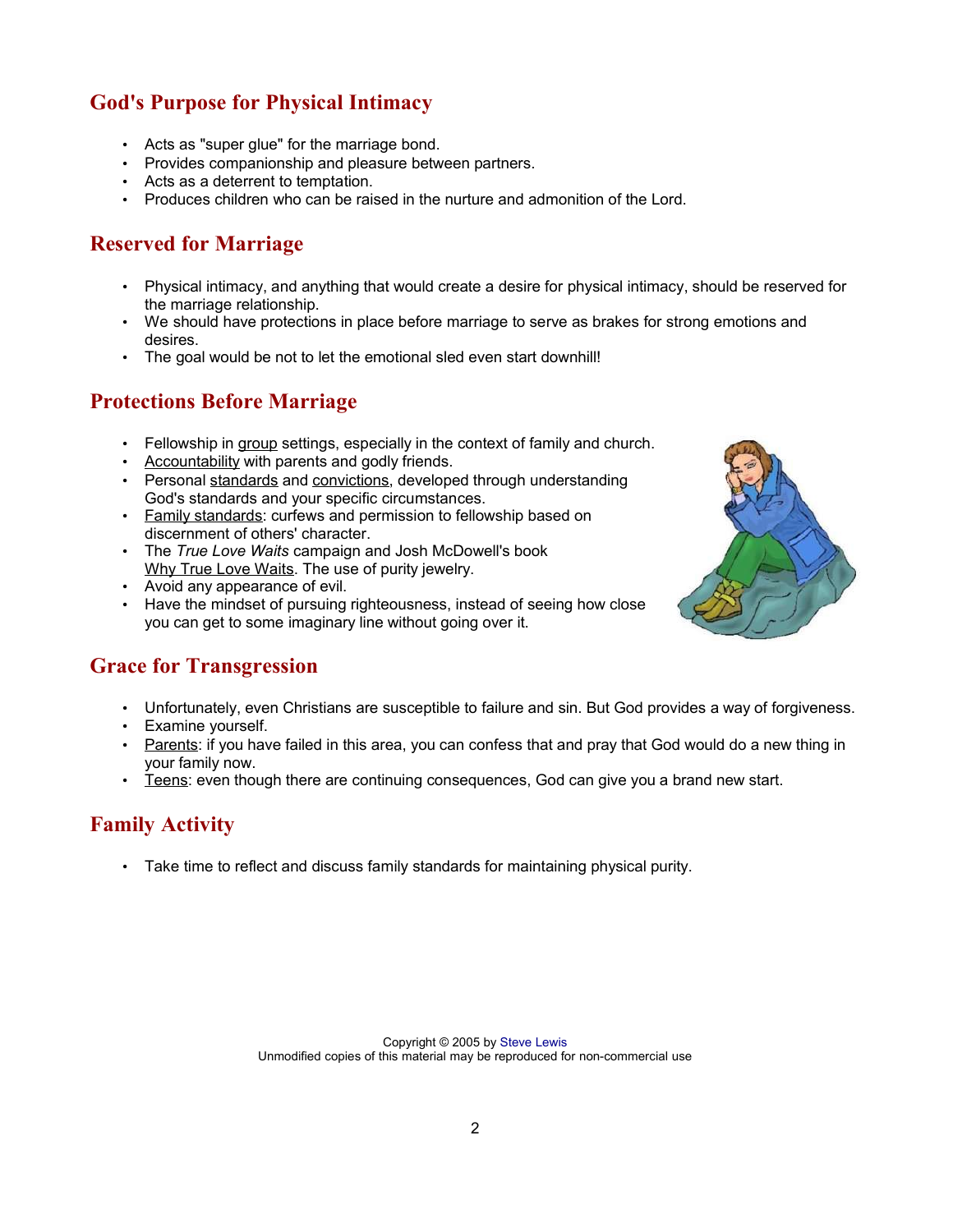## God's Purpose for Physical Intimacy

- Acts as "super glue" for the marriage bond.
- Provides companionship and pleasure between partners.
- Acts as a deterrent to temptation.
- Produces children who can be raised in the nurture and admonition of the Lord.

## Reserved for Marriage

- Physical intimacy, and anything that would create a desire for physical intimacy, should be reserved for the marriage relationship.
- We should have protections in place before marriage to serve as brakes for strong emotions and desires.
- The goal would be not to let the emotional sled even start downhill!

## Protections Before Marriage

- Fellowship in group settings, especially in the context of family and church.
- Accountability with parents and godly friends.
- Personal standards and convictions, developed through understanding God's standards and your specific circumstances.
- Family standards: curfews and permission to fellowship based on discernment of others' character.
- The *True Love Waits* campaign and Josh McDowell's book Why True Love Waits. The use of purity jewelry.
- Avoid any appearance of evil.
- Have the mindset of pursuing righteousness, instead of seeing how close you can get to some imaginary line without going over it.

## Grace for Transgression

- Unfortunately, even Christians are susceptible to failure and sin. But God provides a way of forgiveness.
- Examine yourself.
- Parents: if you have failed in this area, you can confess that and pray that God would do a new thing in your family now.
- Teens: even though there are continuing consequences, God can give you a brand new start.

## Family Activity

- Take time to reflect and discuss family standards for maintaining physical purity.

Copyright © 2005 by Steve Lewis
Unmodified copies of this material may be reproduced for non-commercial use